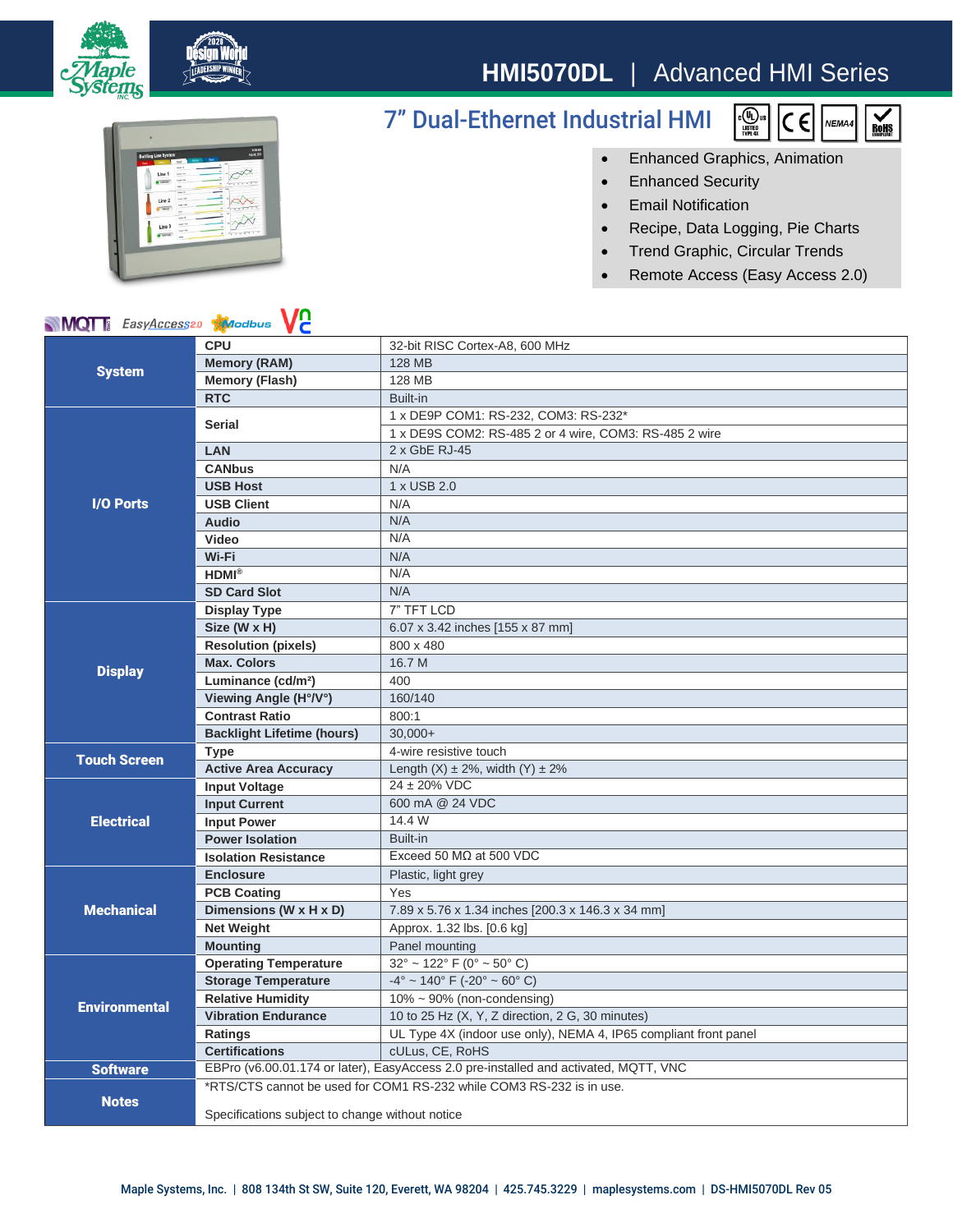# HMI5070DL | Advanced HMI Series

## 7" Dual-Ethernet Industrial HMI

- Enhanced Graphics, Animation
- Enhanced Security
- Email Notification
- Recipe, Data Logging, Pie Charts
- Trend Graphic, Circular Trends
- Remote Access (Easy Access 2.0)

| | | |
|---|---|---|
| **System** | **CPU** | 32-bit RISC Cortex-A8, 600 MHz |
| | **Memory (RAM)** | 128 MB |
| | **Memory (Flash)** | 128 MB |
| | **RTC** | Built-in |
| **I/O Ports** | **Serial** | 1 x DE9P COM1: RS-232, COM3: RS-232* |
| | | 1 x DE9S COM2: RS-485 2 or 4 wire, COM3: RS-485 2 wire |
| | **LAN** | 2 x GbE RJ-45 |
| | **CANbus** | N/A |
| | **USB Host** | 1 x USB 2.0 |
| | **USB Client** | N/A |
| | **Audio** | N/A |
| | **Video** | N/A |
| | **Wi-Fi** | N/A |
| | **HDMI®** | N/A |
| | **SD Card Slot** | N/A |
| **Display** | **Display Type** | 7" TFT LCD |
| | **Size (W x H)** | 6.07 x 3.42 inches [155 x 87 mm] |
| | **Resolution (pixels)** | 800 x 480 |
| | **Max. Colors** | 16.7 M |
| | **Luminance (cd/m²)** | 400 |
| | **Viewing Angle (H°/V°)** | 160/140 |
| | **Contrast Ratio** | 800:1 |
| | **Backlight Lifetime (hours)** | 30,000+ |
| **Touch Screen** | **Type** | 4-wire resistive touch |
| | **Active Area Accuracy** | Length (X) ± 2%, width (Y) ± 2% |
| **Electrical** | **Input Voltage** | 24 ± 20% VDC |
| | **Input Current** | 600 mA @ 24 VDC |
| | **Input Power** | 14.4 W |
| | **Power Isolation** | Built-in |
| | **Isolation Resistance** | Exceed 50 MΩ at 500 VDC |
| **Mechanical** | **Enclosure** | Plastic, light grey |
| | **PCB Coating** | Yes |
| | **Dimensions (W x H x D)** | 7.89 x 5.76 x 1.34 inches [200.3 x 146.3 x 34 mm] |
| | **Net Weight** | Approx. 1.32 lbs. [0.6 kg] |
| | **Mounting** | Panel mounting |
| **Environmental** | **Operating Temperature** | 32° ~ 122° F (0° ~ 50° C) |
| | **Storage Temperature** | -4° ~ 140° F (-20° ~ 60° C) |
| | **Relative Humidity** | 10% ~ 90% (non-condensing) |
| | **Vibration Endurance** | 10 to 25 Hz (X, Y, Z direction, 2 G, 30 minutes) |
| | **Ratings** | UL Type 4X (indoor use only), NEMA 4, IP65 compliant front panel |
| | **Certifications** | cULus, CE, RoHS |
| **Software** | EBPro (v6.00.01.174 or later), EasyAccess 2.0 pre-installed and activated, MQTT, VNC | |
| **Notes** | *RTS/CTS cannot be used for COM1 RS-232 while COM3 RS-232 is in use. Specifications subject to change without notice | |

Maple Systems, Inc. | 808 134th St SW, Suite 120, Everett, WA 98204 | 425.745.3229 | maplesystems.com | DS-HMI5070DL Rev 05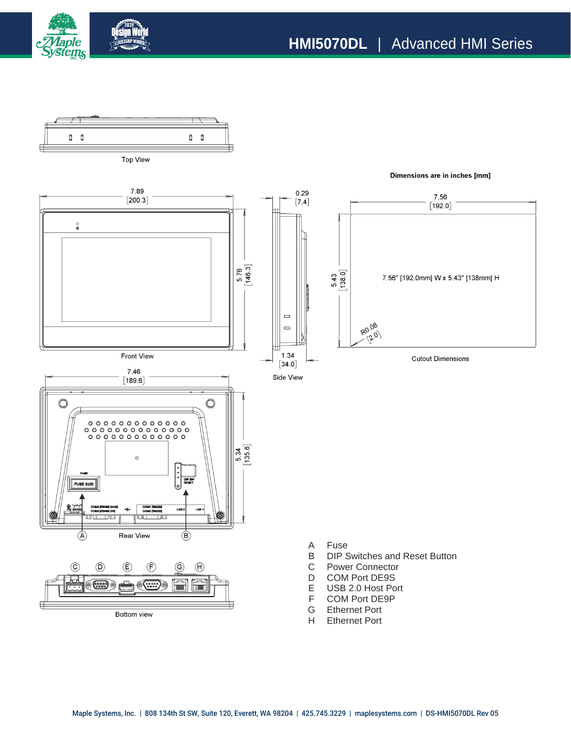Top View

Dimensions are in inches [mm]

7.89
[200.3]

0.29
[7.4]

7.56
[192.0]

5.76
[146.3]

5.43
[138.0]

7.56" [192.0mm] W x 5.43" [138mm] H

R0.08
[2.0]

Front View

1.34
[34.0]

Side View

Cutout Dimensions

7.46
[189.6]

5.34
[135.6]

FUSE

FUSE 5x20

DIP SW
RESET

24VDC

COM2 [RS485 2/4W]
COM3 [RS485 2W]

COM1 [RS232]
COM3 [RS232]

LAN 2

LAN 1

Rear View

Bottom view

| | |
|---|---|
| A | Fuse |
| B | DIP Switches and Reset Button |
| C | Power Connector |
| D | COM Port DE9S |
| E | USB 2.0 Host Port |
| F | COM Port DE9P |
| G | Ethernet Port |
| H | Ethernet Port |